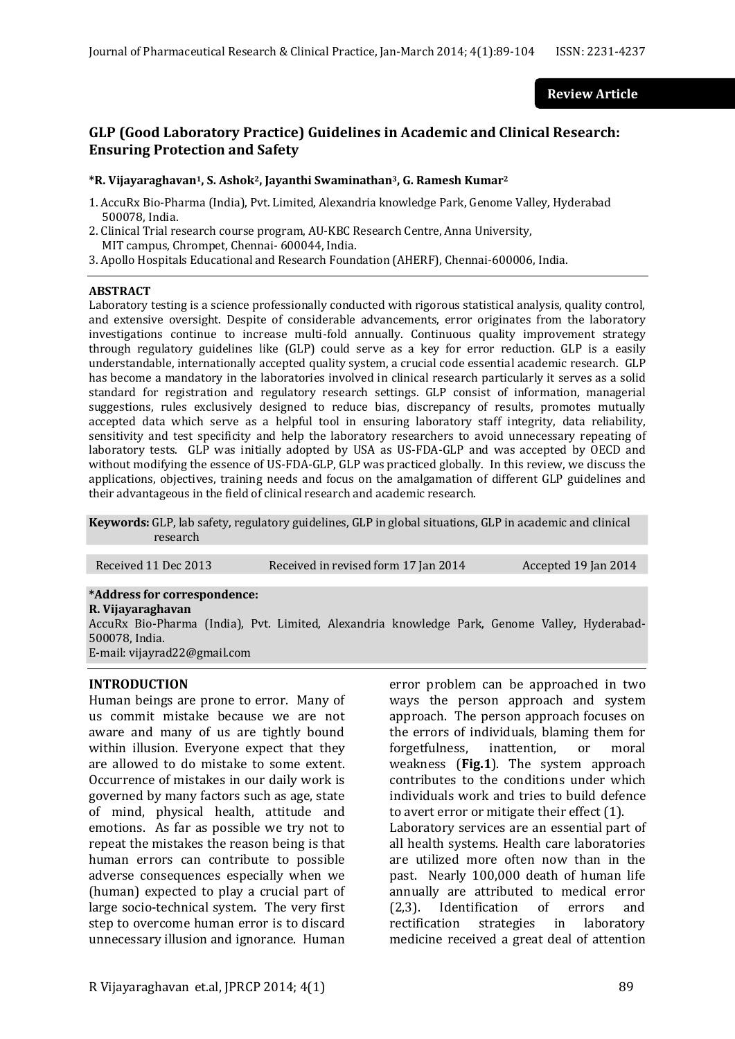**Review Article**

# GLP (Good Laboratory Practice) Guidelines in Academic and Clinical Research: Ensuring Protection and Safety

**\*R. Vijayaraghavan[1], S. Ashok[2], Jayanthi Swaminathan[3], G. Ramesh Kumar[2]**

1. AccuRx Bio-Pharma (India), Pvt. Limited, Alexandria knowledge Park, Genome Valley, Hyderabad 500078, India.
2. Clinical Trial research course program, AU-KBC Research Centre, Anna University, MIT campus, Chrompet, Chennai- 600044, India.
3. Apollo Hospitals Educational and Research Foundation (AHERF), Chennai-600006, India.

## ABSTRACT

Laboratory testing is a science professionally conducted with rigorous statistical analysis, quality control, and extensive oversight. Despite of considerable advancements, error originates from the laboratory investigations continue to increase multi-fold annually. Continuous quality improvement strategy through regulatory guidelines like (GLP) could serve as a key for error reduction. GLP is a easily understandable, internationally accepted quality system, a crucial code essential academic research. GLP has become a mandatory in the laboratories involved in clinical research particularly it serves as a solid standard for registration and regulatory research settings. GLP consist of information, managerial suggestions, rules exclusively designed to reduce bias, discrepancy of results, promotes mutually accepted data which serve as a helpful tool in ensuring laboratory staff integrity, data reliability, sensitivity and test specificity and help the laboratory researchers to avoid unnecessary repeating of laboratory tests. GLP was initially adopted by USA as US-FDA-GLP and was accepted by OECD and without modifying the essence of US-FDA-GLP, GLP was practiced globally. In this review, we discuss the applications, objectives, training needs and focus on the amalgamation of different GLP guidelines and their advantageous in the field of clinical research and academic research.

**Keywords:** GLP, lab safety, regulatory guidelines, GLP in global situations, GLP in academic and clinical research

Received 11 Dec 2013 | Received in revised form 17 Jan 2014 | Accepted 19 Jan 2014

**\*Address for correspondence:**
**R. Vijayaraghavan**
AccuRx Bio-Pharma (India), Pvt. Limited, Alexandria knowledge Park, Genome Valley, Hyderabad-500078, India.
E-mail: vijayrad22@gmail.com

## INTRODUCTION

Human beings are prone to error. Many of us commit mistake because we are not aware and many of us are tightly bound within illusion. Everyone expect that they are allowed to do mistake to some extent. Occurrence of mistakes in our daily work is governed by many factors such as age, state of mind, physical health, attitude and emotions. As far as possible we try not to repeat the mistakes the reason being is that human errors can contribute to possible adverse consequences especially when we (human) expected to play a crucial part of large socio-technical system. The very first step to overcome human error is to discard unnecessary illusion and ignorance. Human error problem can be approached in two ways the person approach and system approach. The person approach focuses on the errors of individuals, blaming them for forgetfulness, inattention, or moral weakness (**Fig.1**). The system approach contributes to the conditions under which individuals work and tries to build defence to avert error or mitigate their effect (1).

Laboratory services are an essential part of all health systems. Health care laboratories are utilized more often now than in the past. Nearly 100,000 death of human life annually are attributed to medical error (2,3). Identification of errors and rectification strategies in laboratory medicine received a great deal of attention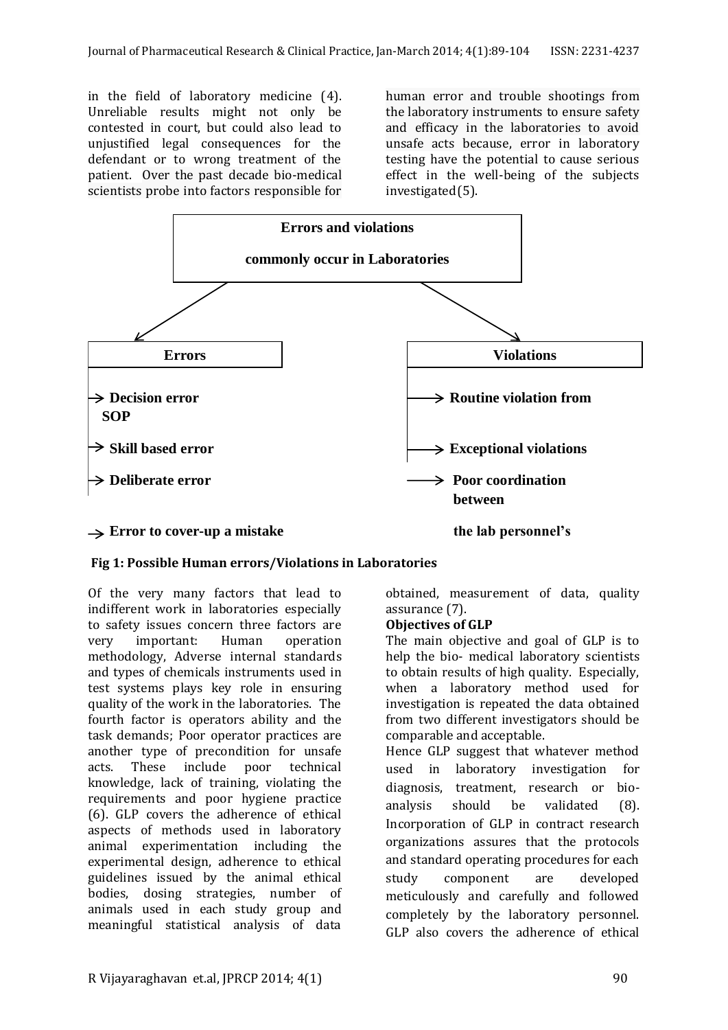in the field of laboratory medicine (4). Unreliable results might not only be contested in court, but could also lead to unjustified legal consequences for the defendant or to wrong treatment of the patient. Over the past decade bio-medical scientists probe into factors responsible for human error and trouble shootings from the laboratory instruments to ensure safety and efficacy in the laboratories to avoid unsafe acts because, error in laboratory testing have the potential to cause serious effect in the well-being of the subjects investigated(5).

**Errors and violations commonly occur in Laboratories**

**Errors**

- → **Decision error SOP**
- → **Skill based error**
- → **Deliberate error**
- → **Error to cover-up a mistake**

**Violations**

- → **Routine violation from**
- → **Exceptional violations**
- → **Poor coordination between the lab personnel's**

**Fig 1: Possible Human errors/Violations in Laboratories**

Of the very many factors that lead to indifferent work in laboratories especially to safety issues concern three factors are very important: Human operation methodology, Adverse internal standards and types of chemicals instruments used in test systems plays key role in ensuring quality of the work in the laboratories. The fourth factor is operators ability and the task demands; Poor operator practices are another type of precondition for unsafe acts. These include poor technical knowledge, lack of training, violating the requirements and poor hygiene practice (6). GLP covers the adherence of ethical aspects of methods used in laboratory animal experimentation including the experimental design, adherence to ethical guidelines issued by the animal ethical bodies, dosing strategies, number of animals used in each study group and meaningful statistical analysis of data obtained, measurement of data, quality assurance (7).

**Objectives of GLP**

The main objective and goal of GLP is to help the bio- medical laboratory scientists to obtain results of high quality. Especially, when a laboratory method used for investigation is repeated the data obtained from two different investigators should be comparable and acceptable.

Hence GLP suggest that whatever method used in laboratory investigation for diagnosis, treatment, research or bio-analysis should be validated (8). Incorporation of GLP in contract research organizations assures that the protocols and standard operating procedures for each study component are developed meticulously and carefully and followed completely by the laboratory personnel. GLP also covers the adherence of ethical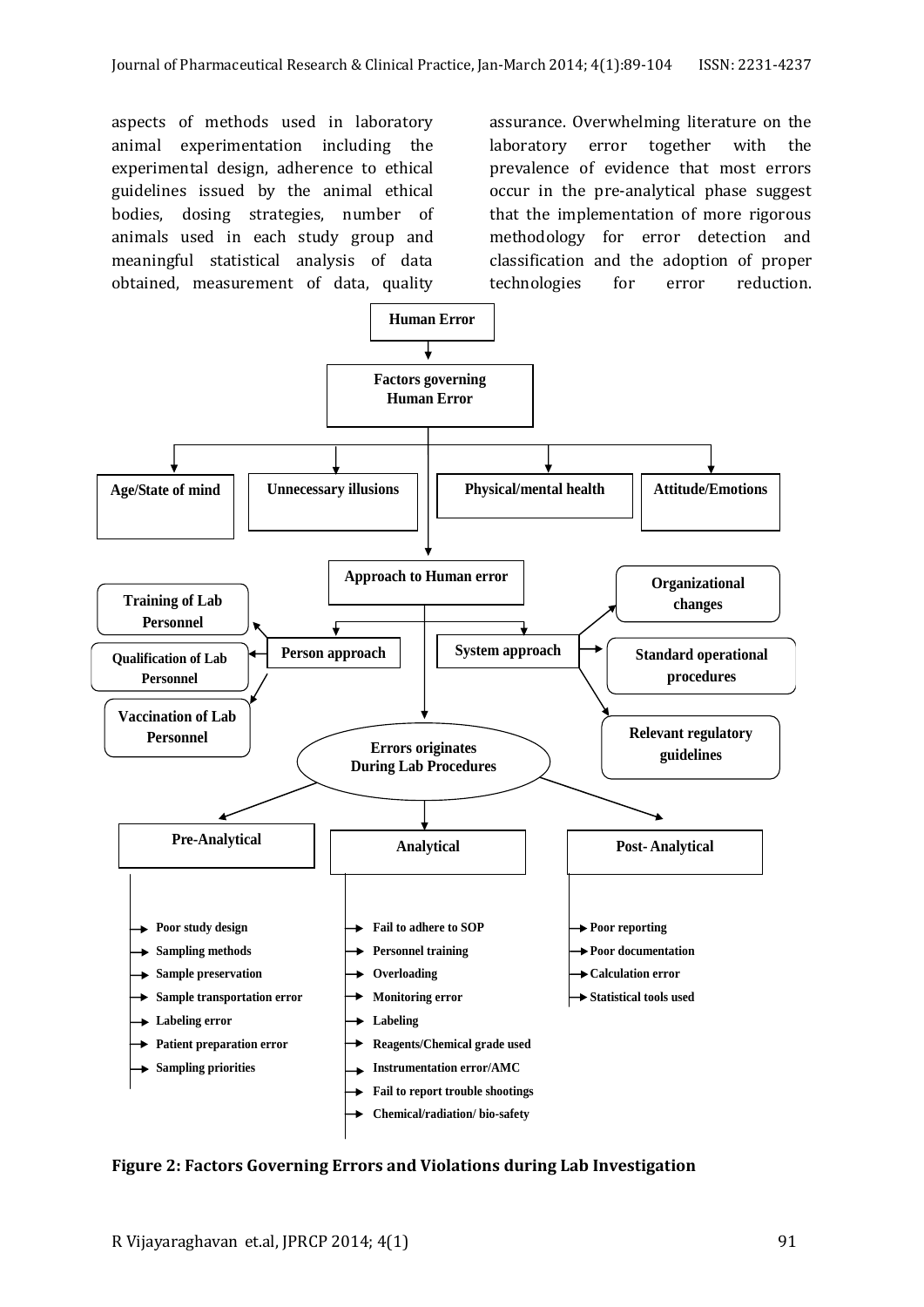aspects of methods used in laboratory animal experimentation including the experimental design, adherence to ethical guidelines issued by the animal ethical bodies, dosing strategies, number of animals used in each study group and meaningful statistical analysis of data obtained, measurement of data, quality assurance. Overwhelming literature on the laboratory error together with the prevalence of evidence that most errors occur in the pre-analytical phase suggest that the implementation of more rigorous methodology for error detection and classification and the adoption of proper technologies for error reduction.

**Human Error**

**Factors governing Human Error**

- **Age/State of mind**
- **Unnecessary illusions**
- **Physical/mental health**
- **Attitude/Emotions**

**Approach to Human error**

- **Person approach**
  - Training of Lab Personnel
  - Qualification of Lab Personnel
  - Vaccination of Lab Personnel
- **System approach**
  - Organizational changes
  - Standard operational procedures
  - Relevant regulatory guidelines

**Errors originates During Lab Procedures**

**Pre-Analytical**
- Poor study design
- Sampling methods
- Sample preservation
- Sample transportation error
- Labeling error
- Patient preparation error
- Sampling priorities

**Analytical**
- Fail to adhere to SOP
- Personnel training
- Overloading
- Monitoring error
- Labeling
- Reagents/Chemical grade used
- Instrumentation error/AMC
- Fail to report trouble shootings
- Chemical/radiation/ bio-safety

**Post- Analytical**
- Poor reporting
- Poor documentation
- Calculation error
- Statistical tools used

**Figure 2: Factors Governing Errors and Violations during Lab Investigation**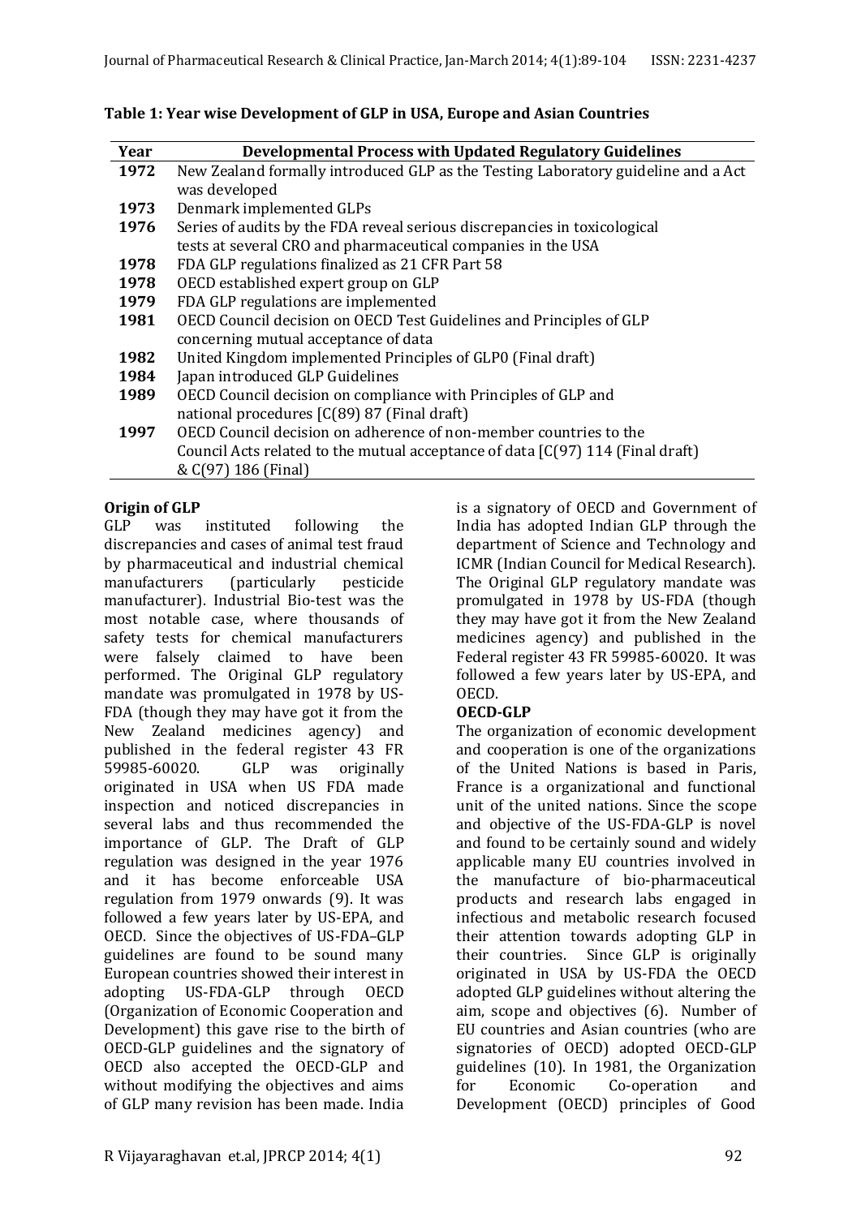**Table 1: Year wise Development of GLP in USA, Europe and Asian Countries**

| Year | Developmental Process with Updated Regulatory Guidelines |
|---|---|
| **1972** | New Zealand formally introduced GLP as the Testing Laboratory guideline and a Act was developed |
| **1973** | Denmark implemented GLPs |
| **1976** | Series of audits by the FDA reveal serious discrepancies in toxicological tests at several CRO and pharmaceutical companies in the USA |
| **1978** | FDA GLP regulations finalized as 21 CFR Part 58 |
| **1978** | OECD established expert group on GLP |
| **1979** | FDA GLP regulations are implemented |
| **1981** | OECD Council decision on OECD Test Guidelines and Principles of GLP concerning mutual acceptance of data |
| **1982** | United Kingdom implemented Principles of GLP0 (Final draft) |
| **1984** | Japan introduced GLP Guidelines |
| **1989** | OECD Council decision on compliance with Principles of GLP and national procedures [C(89) 87 (Final draft) |
| **1997** | OECD Council decision on adherence of non-member countries to the Council Acts related to the mutual acceptance of data [C(97) 114 (Final draft) & C(97) 186 (Final) |

**Origin of GLP**

GLP was instituted following the discrepancies and cases of animal test fraud by pharmaceutical and industrial chemical manufacturers (particularly pesticide manufacturer). Industrial Bio-test was the most notable case, where thousands of safety tests for chemical manufacturers were falsely claimed to have been performed. The Original GLP regulatory mandate was promulgated in 1978 by US-FDA (though they may have got it from the New Zealand medicines agency) and published in the federal register 43 FR 59985-60020. GLP was originally originated in USA when US FDA made inspection and noticed discrepancies in several labs and thus recommended the importance of GLP. The Draft of GLP regulation was designed in the year 1976 and it has become enforceable USA regulation from 1979 onwards (9). It was followed a few years later by US-EPA, and OECD. Since the objectives of US-FDA–GLP guidelines are found to be sound many European countries showed their interest in adopting US-FDA-GLP through OECD (Organization of Economic Cooperation and Development) this gave rise to the birth of OECD-GLP guidelines and the signatory of OECD also accepted the OECD-GLP and without modifying the objectives and aims of GLP many revision has been made. India is a signatory of OECD and Government of India has adopted Indian GLP through the department of Science and Technology and ICMR (Indian Council for Medical Research). The Original GLP regulatory mandate was promulgated in 1978 by US-FDA (though they may have got it from the New Zealand medicines agency) and published in the Federal register 43 FR 59985-60020. It was followed a few years later by US-EPA, and OECD.

**OECD-GLP**

The organization of economic development and cooperation is one of the organizations of the United Nations is based in Paris, France is a organizational and functional unit of the united nations. Since the scope and objective of the US-FDA-GLP is novel and found to be certainly sound and widely applicable many EU countries involved in the manufacture of bio-pharmaceutical products and research labs engaged in infectious and metabolic research focused their attention towards adopting GLP in their countries. Since GLP is originally originated in USA by US-FDA the OECD adopted GLP guidelines without altering the aim, scope and objectives (6). Number of EU countries and Asian countries (who are signatories of OECD) adopted OECD-GLP guidelines (10). In 1981, the Organization for Economic Co-operation and Development (OECD) principles of Good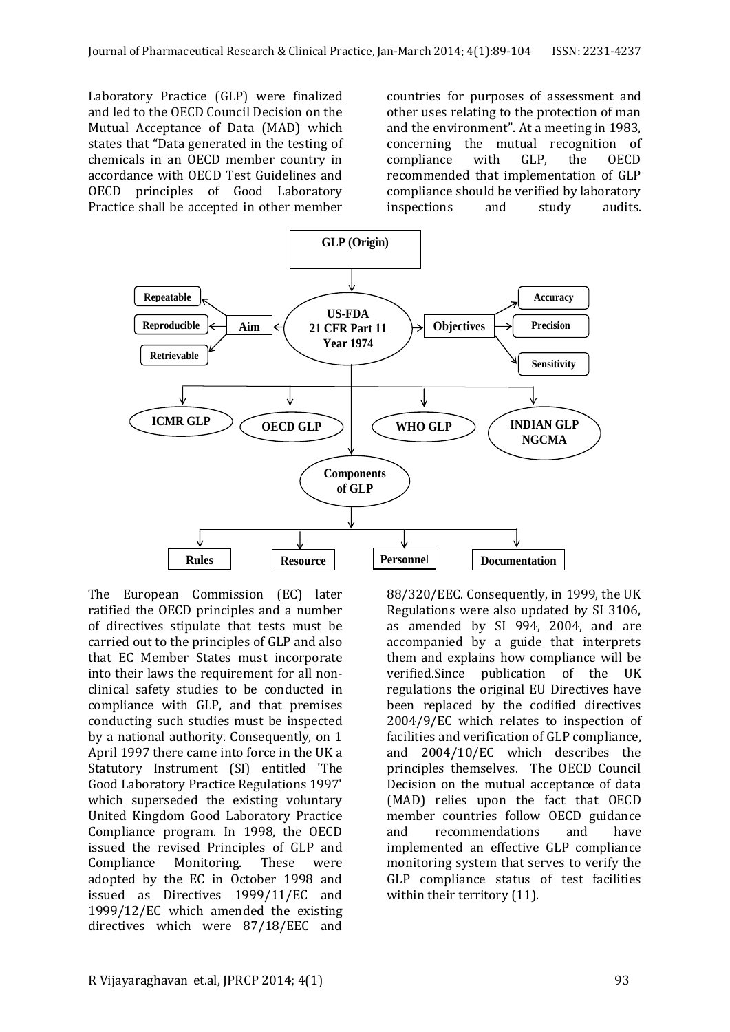Laboratory Practice (GLP) were finalized and led to the OECD Council Decision on the Mutual Acceptance of Data (MAD) which states that "Data generated in the testing of chemicals in an OECD member country in accordance with OECD Test Guidelines and OECD principles of Good Laboratory Practice shall be accepted in other member countries for purposes of assessment and other uses relating to the protection of man and the environment". At a meeting in 1983, concerning the mutual recognition of compliance with GLP, the OECD recommended that implementation of GLP compliance should be verified by laboratory inspections and study audits.

**GLP (Origin)**

**US-FDA 21 CFR Part 11 Year 1974**

**Aim**: Repeatable, Reproducible, Retrievable

**Objectives**: Accuracy, Precision, Sensitivity

**ICMR GLP** | **OECD GLP** | **WHO GLP** | **INDIAN GLP NGCMA**

**Components of GLP**: Rules, Resource, Personnel, Documentation

The European Commission (EC) later ratified the OECD principles and a number of directives stipulate that tests must be carried out to the principles of GLP and also that EC Member States must incorporate into their laws the requirement for all non-clinical safety studies to be conducted in compliance with GLP, and that premises conducting such studies must be inspected by a national authority. Consequently, on 1 April 1997 there came into force in the UK a Statutory Instrument (SI) entitled 'The Good Laboratory Practice Regulations 1997' which superseded the existing voluntary United Kingdom Good Laboratory Practice Compliance program. In 1998, the OECD issued the revised Principles of GLP and Compliance Monitoring. These were adopted by the EC in October 1998 and issued as Directives 1999/11/EC and 1999/12/EC which amended the existing directives which were 87/18/EEC and 88/320/EEC. Consequently, in 1999, the UK Regulations were also updated by SI 3106, as amended by SI 994, 2004, and are accompanied by a guide that interprets them and explains how compliance will be verified.Since publication of the UK regulations the original EU Directives have been replaced by the codified directives 2004/9/EC which relates to inspection of facilities and verification of GLP compliance, and 2004/10/EC which describes the principles themselves. The OECD Council Decision on the mutual acceptance of data (MAD) relies upon the fact that OECD member countries follow OECD guidance and recommendations and have implemented an effective GLP compliance monitoring system that serves to verify the GLP compliance status of test facilities within their territory (11).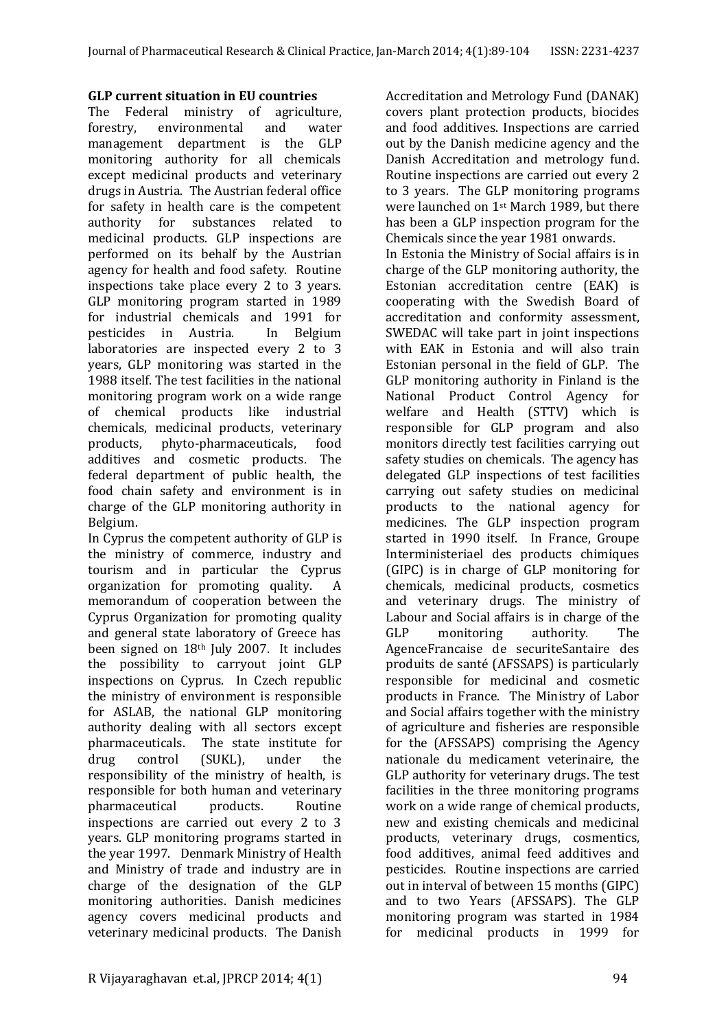**GLP current situation in EU countries**

The Federal ministry of agriculture, forestry, environmental and water management department is the GLP monitoring authority for all chemicals except medicinal products and veterinary drugs in Austria. The Austrian federal office for safety in health care is the competent authority for substances related to medicinal products. GLP inspections are performed on its behalf by the Austrian agency for health and food safety. Routine inspections take place every 2 to 3 years. GLP monitoring program started in 1989 for industrial chemicals and 1991 for pesticides in Austria. In Belgium laboratories are inspected every 2 to 3 years, GLP monitoring was started in the 1988 itself. The test facilities in the national monitoring program work on a wide range of chemical products like industrial chemicals, medicinal products, veterinary products, phyto-pharmaceuticals, food additives and cosmetic products. The federal department of public health, the food chain safety and environment is in charge of the GLP monitoring authority in Belgium.

In Cyprus the competent authority of GLP is the ministry of commerce, industry and tourism and in particular the Cyprus organization for promoting quality. A memorandum of cooperation between the Cyprus Organization for promoting quality and general state laboratory of Greece has been signed on 18th July 2007. It includes the possibility to carryout joint GLP inspections on Cyprus. In Czech republic the ministry of environment is responsible for ASLAB, the national GLP monitoring authority dealing with all sectors except pharmaceuticals. The state institute for drug control (SUKL), under the responsibility of the ministry of health, is responsible for both human and veterinary pharmaceutical products. Routine inspections are carried out every 2 to 3 years. GLP monitoring programs started in the year 1997. Denmark Ministry of Health and Ministry of trade and industry are in charge of the designation of the GLP monitoring authorities. Danish medicines agency covers medicinal products and veterinary medicinal products. The Danish Accreditation and Metrology Fund (DANAK) covers plant protection products, biocides and food additives. Inspections are carried out by the Danish medicine agency and the Danish Accreditation and metrology fund. Routine inspections are carried out every 2 to 3 years. The GLP monitoring programs were launched on 1st March 1989, but there has been a GLP inspection program for the Chemicals since the year 1981 onwards.

In Estonia the Ministry of Social affairs is in charge of the GLP monitoring authority, the Estonian accreditation centre (EAK) is cooperating with the Swedish Board of accreditation and conformity assessment, SWEDAC will take part in joint inspections with EAK in Estonia and will also train Estonian personal in the field of GLP. The GLP monitoring authority in Finland is the National Product Control Agency for welfare and Health (STTV) which is responsible for GLP program and also monitors directly test facilities carrying out safety studies on chemicals. The agency has delegated GLP inspections of test facilities carrying out safety studies on medicinal products to the national agency for medicines. The GLP inspection program started in 1990 itself. In France, Groupe Interministeriael des products chimiques (GIPC) is in charge of GLP monitoring for chemicals, medicinal products, cosmetics and veterinary drugs. The ministry of Labour and Social affairs is in charge of the GLP monitoring authority. The AgenceFrancaise de securiteSantaire des produits de santé (AFSSAPS) is particularly responsible for medicinal and cosmetic products in France. The Ministry of Labor and Social affairs together with the ministry of agriculture and fisheries are responsible for the (AFSSAPS) comprising the Agency nationale du medicament veterinaire, the GLP authority for veterinary drugs. The test facilities in the three monitoring programs work on a wide range of chemical products, new and existing chemicals and medicinal products, veterinary drugs, cosmentics, food additives, animal feed additives and pesticides. Routine inspections are carried out in interval of between 15 months (GIPC) and to two Years (AFSSAPS). The GLP monitoring program was started in 1984 for medicinal products in 1999 for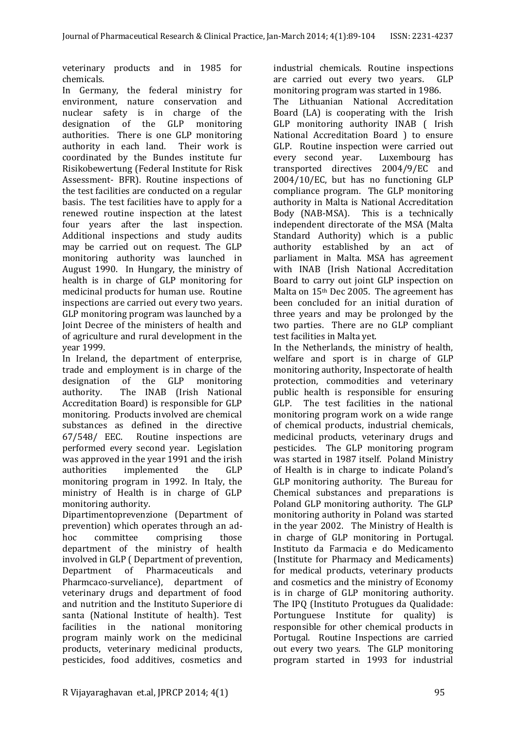veterinary products and in 1985 for chemicals.

In Germany, the federal ministry for environment, nature conservation and nuclear safety is in charge of the designation of the GLP monitoring authorities. There is one GLP monitoring authority in each land. Their work is coordinated by the Bundes institute fur Risikobewertung (Federal Institute for Risk Assessment- BFR). Routine inspections of the test facilities are conducted on a regular basis. The test facilities have to apply for a renewed routine inspection at the latest four years after the last inspection. Additional inspections and study audits may be carried out on request. The GLP monitoring authority was launched in August 1990. In Hungary, the ministry of health is in charge of GLP monitoring for medicinal products for human use. Routine inspections are carried out every two years. GLP monitoring program was launched by a Joint Decree of the ministers of health and of agriculture and rural development in the year 1999.

In Ireland, the department of enterprise, trade and employment is in charge of the designation of the GLP monitoring authority. The INAB (Irish National Accreditation Board) is responsible for GLP monitoring. Products involved are chemical substances as defined in the directive 67/548/ EEC. Routine inspections are performed every second year. Legislation was approved in the year 1991 and the irish authorities implemented the GLP monitoring program in 1992. In Italy, the ministry of Health is in charge of GLP monitoring authority.

Dipartimentoprevenzione (Department of prevention) which operates through an ad-hoc committee comprising those department of the ministry of health involved in GLP ( Department of prevention, Department of Pharmaceuticals and Pharmcaco-surveliance), department of veterinary drugs and department of food and nutrition and the Instituto Superiore di santa (National Institute of health). Test facilities in the national monitoring program mainly work on the medicinal products, veterinary medicinal products, pesticides, food additives, cosmetics and industrial chemicals. Routine inspections are carried out every two years. GLP monitoring program was started in 1986.

The Lithuanian National Accreditation Board (LA) is cooperating with the Irish GLP monitoring authority INAB ( Irish National Accreditation Board ) to ensure GLP. Routine inspection were carried out every second year. Luxembourg has transported directives 2004/9/EC and 2004/10/EC, but has no functioning GLP compliance program. The GLP monitoring authority in Malta is National Accreditation Body (NAB-MSA). This is a technically independent directorate of the MSA (Malta Standard Authority) which is a public authority established by an act of parliament in Malta. MSA has agreement with INAB (Irish National Accreditation Board to carry out joint GLP inspection on Malta on 15th Dec 2005. The agreement has been concluded for an initial duration of three years and may be prolonged by the two parties. There are no GLP compliant test facilities in Malta yet.

In the Netherlands, the ministry of health, welfare and sport is in charge of GLP monitoring authority, Inspectorate of health protection, commodities and veterinary public health is responsible for ensuring GLP. The test facilities in the national monitoring program work on a wide range of chemical products, industrial chemicals, medicinal products, veterinary drugs and pesticides. The GLP monitoring program was started in 1987 itself. Poland Ministry of Health is in charge to indicate Poland's GLP monitoring authority. The Bureau for Chemical substances and preparations is Poland GLP monitoring authority. The GLP monitoring authority in Poland was started in the year 2002. The Ministry of Health is in charge of GLP monitoring in Portugal. Instituto da Farmacia e do Medicamento (Institute for Pharmacy and Medicaments) for medical products, veterinary products and cosmetics and the ministry of Economy is in charge of GLP monitoring authority. The IPQ (Instituto Protugues da Qualidade: Portunguese Institute for quality) is responsible for other chemical products in Portugal. Routine Inspections are carried out every two years. The GLP monitoring program started in 1993 for industrial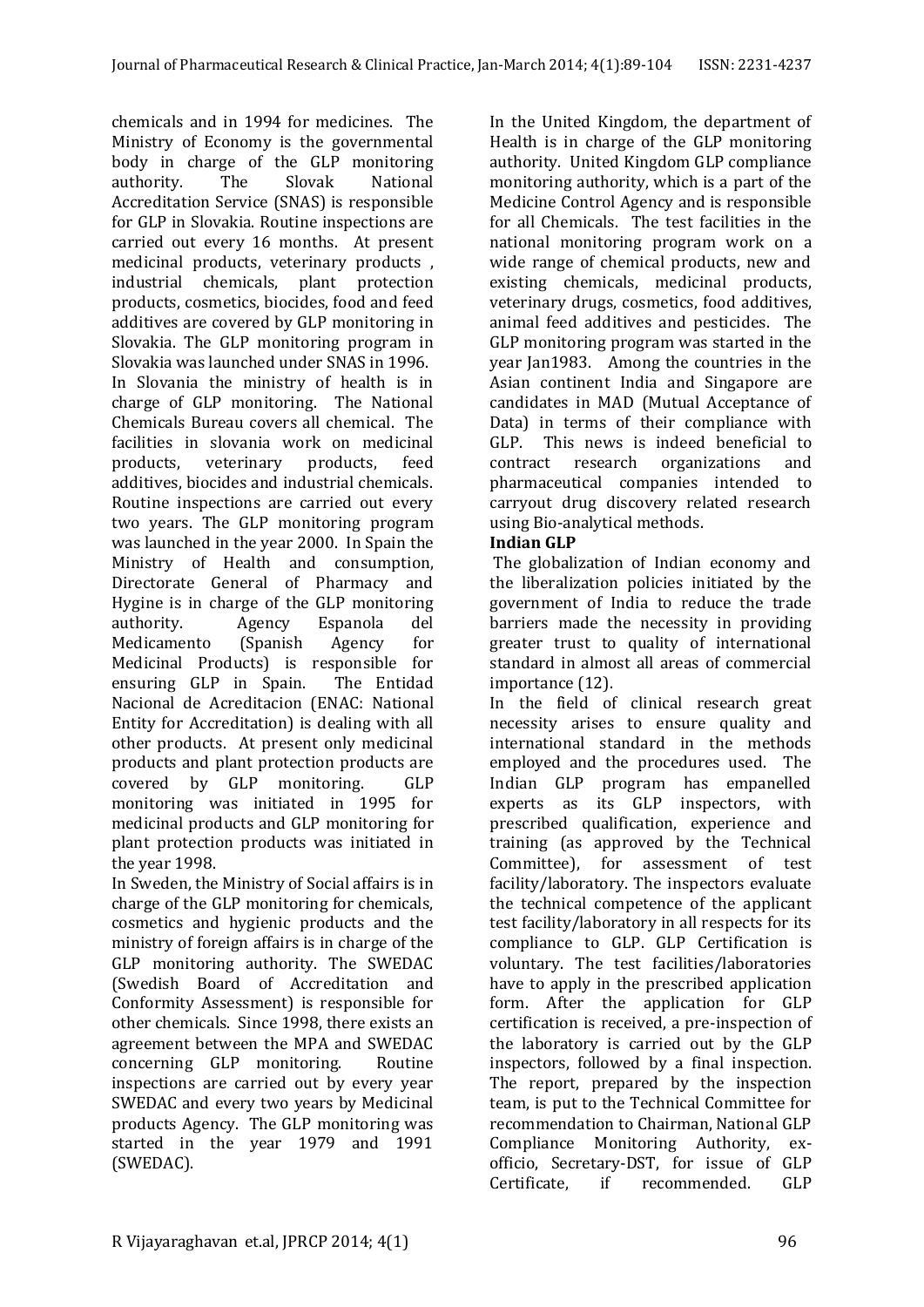chemicals and in 1994 for medicines. The Ministry of Economy is the governmental body in charge of the GLP monitoring authority. The Slovak National Accreditation Service (SNAS) is responsible for GLP in Slovakia. Routine inspections are carried out every 16 months. At present medicinal products, veterinary products , industrial chemicals, plant protection products, cosmetics, biocides, food and feed additives are covered by GLP monitoring in Slovakia. The GLP monitoring program in Slovakia was launched under SNAS in 1996.

In Slovania the ministry of health is in charge of GLP monitoring. The National Chemicals Bureau covers all chemical. The facilities in slovania work on medicinal products, veterinary products, feed additives, biocides and industrial chemicals. Routine inspections are carried out every two years. The GLP monitoring program was launched in the year 2000. In Spain the Ministry of Health and consumption, Directorate General of Pharmacy and Hygine is in charge of the GLP monitoring authority. Agency Espanola del Medicamento (Spanish Agency for Medicinal Products) is responsible for ensuring GLP in Spain. The Entidad Nacional de Acreditacion (ENAC: National Entity for Accreditation) is dealing with all other products. At present only medicinal products and plant protection products are covered by GLP monitoring. GLP monitoring was initiated in 1995 for medicinal products and GLP monitoring for plant protection products was initiated in the year 1998.

In Sweden, the Ministry of Social affairs is in charge of the GLP monitoring for chemicals, cosmetics and hygienic products and the ministry of foreign affairs is in charge of the GLP monitoring authority. The SWEDAC (Swedish Board of Accreditation and Conformity Assessment) is responsible for other chemicals. Since 1998, there exists an agreement between the MPA and SWEDAC concerning GLP monitoring. Routine inspections are carried out by every year SWEDAC and every two years by Medicinal products Agency. The GLP monitoring was started in the year 1979 and 1991 (SWEDAC).

In the United Kingdom, the department of Health is in charge of the GLP monitoring authority. United Kingdom GLP compliance monitoring authority, which is a part of the Medicine Control Agency and is responsible for all Chemicals. The test facilities in the national monitoring program work on a wide range of chemical products, new and existing chemicals, medicinal products, veterinary drugs, cosmetics, food additives, animal feed additives and pesticides. The GLP monitoring program was started in the year Jan1983. Among the countries in the Asian continent India and Singapore are candidates in MAD (Mutual Acceptance of Data) in terms of their compliance with GLP. This news is indeed beneficial to contract research organizations and pharmaceutical companies intended to carryout drug discovery related research using Bio-analytical methods.

**Indian GLP**

The globalization of Indian economy and the liberalization policies initiated by the government of India to reduce the trade barriers made the necessity in providing greater trust to quality of international standard in almost all areas of commercial importance (12).

In the field of clinical research great necessity arises to ensure quality and international standard in the methods employed and the procedures used. The Indian GLP program has empanelled experts as its GLP inspectors, with prescribed qualification, experience and training (as approved by the Technical Committee), for assessment of test facility/laboratory. The inspectors evaluate the technical competence of the applicant test facility/laboratory in all respects for its compliance to GLP. GLP Certification is voluntary. The test facilities/laboratories have to apply in the prescribed application form. After the application for GLP certification is received, a pre-inspection of the laboratory is carried out by the GLP inspectors, followed by a final inspection. The report, prepared by the inspection team, is put to the Technical Committee for recommendation to Chairman, National GLP Compliance Monitoring Authority, ex-officio, Secretary-DST, for issue of GLP Certificate, if recommended. GLP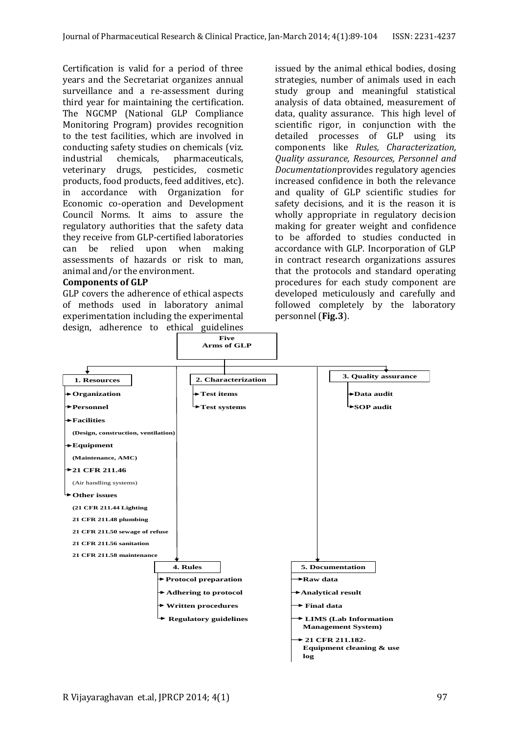Certification is valid for a period of three years and the Secretariat organizes annual surveillance and a re-assessment during third year for maintaining the certification. The NGCMP (National GLP Compliance Monitoring Program) provides recognition to the test facilities, which are involved in conducting safety studies on chemicals (viz. industrial chemicals, pharmaceuticals, veterinary drugs, pesticides, cosmetic products, food products, feed additives, etc). in accordance with Organization for Economic co-operation and Development Council Norms. It aims to assure the regulatory authorities that the safety data they receive from GLP-certified laboratories can be relied upon when making assessments of hazards or risk to man, animal and/or the environment.

**Components of GLP**

GLP covers the adherence of ethical aspects of methods used in laboratory animal experimentation including the experimental design, adherence to ethical guidelines issued by the animal ethical bodies, dosing strategies, number of animals used in each study group and meaningful statistical analysis of data obtained, measurement of data, quality assurance. This high level of scientific rigor, in conjunction with the detailed processes of GLP using its components like *Rules, Characterization, Quality assurance, Resources, Personnel and Documentation*provides regulatory agencies increased confidence in both the relevance and quality of GLP scientific studies for safety decisions, and it is the reason it is wholly appropriate in regulatory decision making for greater weight and confidence to be afforded to studies conducted in accordance with GLP. Incorporation of GLP in contract research organizations assures that the protocols and standard operating procedures for each study component are developed meticulously and carefully and followed completely by the laboratory personnel (**Fig.3**).

**Five Arms of GLP**

**1. Resources**
- **Organization**
- **Personnel**
- **Facilities**
  **(Design, construction, ventilation)**
- **Equipment**
  **(Maintenance, AMC)**
- **21 CFR 211.46**
  (Air handling systems)
- **Other issues**
  **(21 CFR 211.44 Lighting**
  **21 CFR 211.48 plumbing**
  **21 CFR 211.50 sewage of refuse**
  **21 CFR 211.56 sanitation**
  **21 CFR 211.58 maintenance**

**2. Characterization**
- **Test items**
- **Test systems**

**3. Quality assurance**
- **Data audit**
- **SOP audit**

**4. Rules**
- **Protocol preparation**
- **Adhering to protocol**
- **Written procedures**
- **Regulatory guidelines**

**5. Documentation**
- **Raw data**
- **Analytical result**
- **Final data**
- **LIMS (Lab Information Management System)**
- **21 CFR 211.182- Equipment cleaning & use log**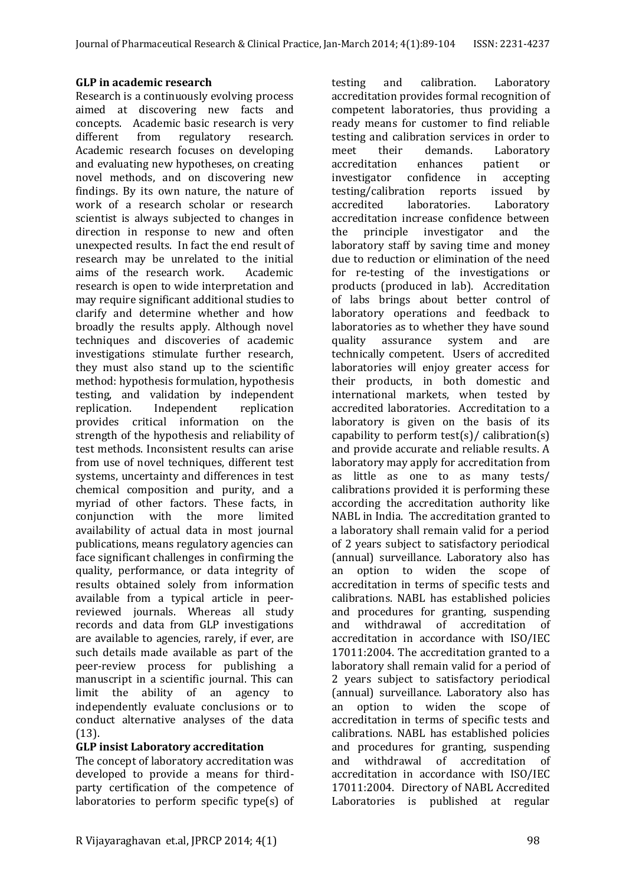**GLP in academic research**

Research is a continuously evolving process aimed at discovering new facts and concepts. Academic basic research is very different from regulatory research. Academic research focuses on developing and evaluating new hypotheses, on creating novel methods, and on discovering new findings. By its own nature, the nature of work of a research scholar or research scientist is always subjected to changes in direction in response to new and often unexpected results. In fact the end result of research may be unrelated to the initial aims of the research work. Academic research is open to wide interpretation and may require significant additional studies to clarify and determine whether and how broadly the results apply. Although novel techniques and discoveries of academic investigations stimulate further research, they must also stand up to the scientific method: hypothesis formulation, hypothesis testing, and validation by independent replication. Independent replication provides critical information on the strength of the hypothesis and reliability of test methods. Inconsistent results can arise from use of novel techniques, different test systems, uncertainty and differences in test chemical composition and purity, and a myriad of other factors. These facts, in conjunction with the more limited availability of actual data in most journal publications, means regulatory agencies can face significant challenges in confirming the quality, performance, or data integrity of results obtained solely from information available from a typical article in peer-reviewed journals. Whereas all study records and data from GLP investigations are available to agencies, rarely, if ever, are such details made available as part of the peer-review process for publishing a manuscript in a scientific journal. This can limit the ability of an agency to independently evaluate conclusions or to conduct alternative analyses of the data (13).

**GLP insist Laboratory accreditation**

The concept of laboratory accreditation was developed to provide a means for third-party certification of the competence of laboratories to perform specific type(s) of testing and calibration. Laboratory accreditation provides formal recognition of competent laboratories, thus providing a ready means for customer to find reliable testing and calibration services in order to meet their demands. Laboratory accreditation enhances patient or investigator confidence in accepting testing/calibration reports issued by accredited laboratories. Laboratory accreditation increase confidence between the principle investigator and the laboratory staff by saving time and money due to reduction or elimination of the need for re-testing of the investigations or products (produced in lab). Accreditation of labs brings about better control of laboratory operations and feedback to laboratories as to whether they have sound quality assurance system and are technically competent. Users of accredited laboratories will enjoy greater access for their products, in both domestic and international markets, when tested by accredited laboratories. Accreditation to a laboratory is given on the basis of its capability to perform test(s)/ calibration(s) and provide accurate and reliable results. A laboratory may apply for accreditation from as little as one to as many tests/ calibrations provided it is performing these according the accreditation authority like NABL in India. The accreditation granted to a laboratory shall remain valid for a period of 2 years subject to satisfactory periodical (annual) surveillance. Laboratory also has an option to widen the scope of accreditation in terms of specific tests and calibrations. NABL has established policies and procedures for granting, suspending and withdrawal of accreditation of accreditation in accordance with ISO/IEC 17011:2004. The accreditation granted to a laboratory shall remain valid for a period of 2 years subject to satisfactory periodical (annual) surveillance. Laboratory also has an option to widen the scope of accreditation in terms of specific tests and calibrations. NABL has established policies and procedures for granting, suspending and withdrawal of accreditation of accreditation in accordance with ISO/IEC 17011:2004. Directory of NABL Accredited Laboratories is published at regular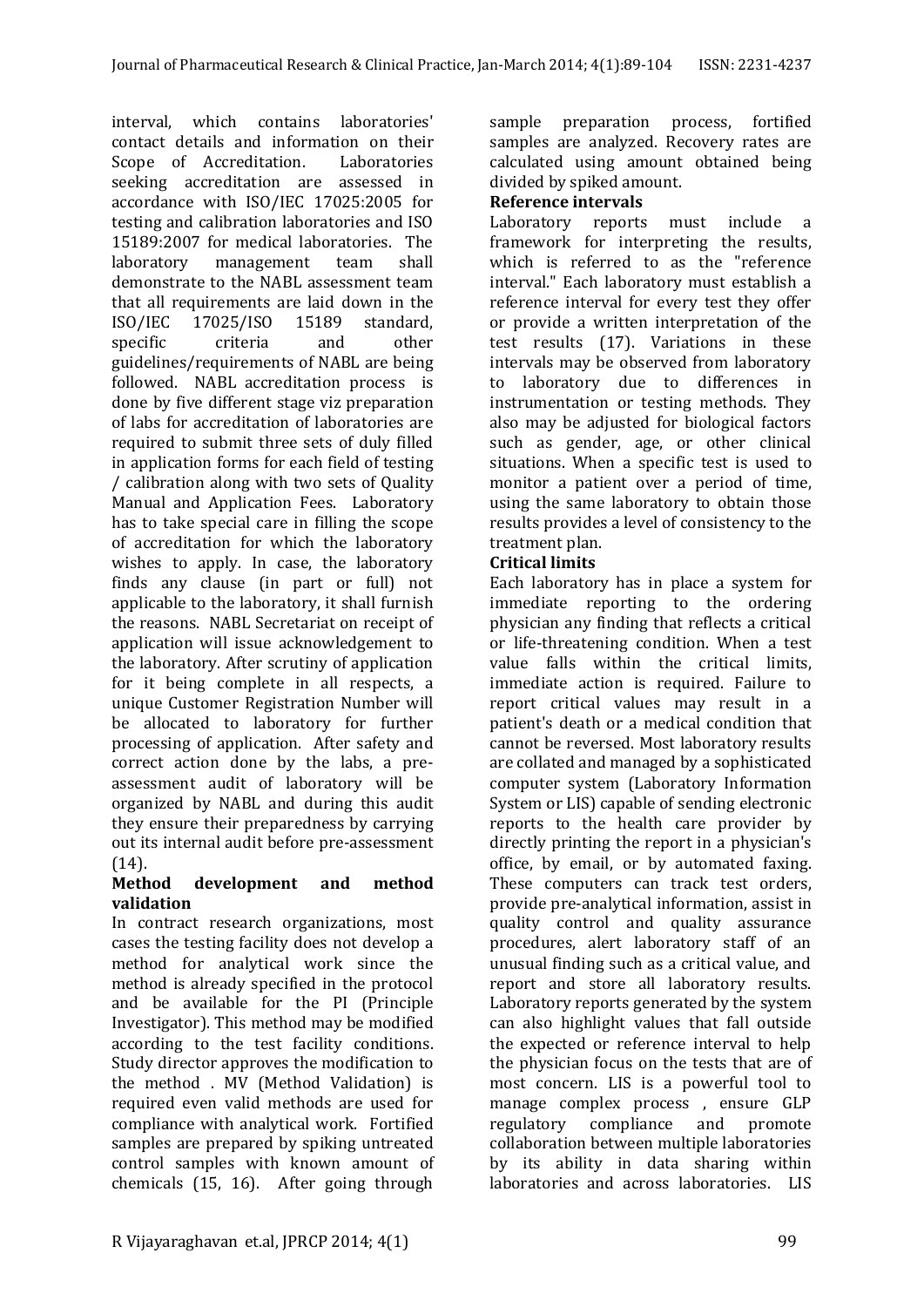interval, which contains laboratories' contact details and information on their Scope of Accreditation. Laboratories seeking accreditation are assessed in accordance with ISO/IEC 17025:2005 for testing and calibration laboratories and ISO 15189:2007 for medical laboratories. The laboratory management team shall demonstrate to the NABL assessment team that all requirements are laid down in the ISO/IEC 17025/ISO 15189 standard, specific criteria and other guidelines/requirements of NABL are being followed. NABL accreditation process is done by five different stage viz preparation of labs for accreditation of laboratories are required to submit three sets of duly filled in application forms for each field of testing / calibration along with two sets of Quality Manual and Application Fees. Laboratory has to take special care in filling the scope of accreditation for which the laboratory wishes to apply. In case, the laboratory finds any clause (in part or full) not applicable to the laboratory, it shall furnish the reasons. NABL Secretariat on receipt of application will issue acknowledgement to the laboratory. After scrutiny of application for it being complete in all respects, a unique Customer Registration Number will be allocated to laboratory for further processing of application. After safety and correct action done by the labs, a pre-assessment audit of laboratory will be organized by NABL and during this audit they ensure their preparedness by carrying out its internal audit before pre-assessment (14).

**Method development and method validation**

In contract research organizations, most cases the testing facility does not develop a method for analytical work since the method is already specified in the protocol and be available for the PI (Principle Investigator). This method may be modified according to the test facility conditions. Study director approves the modification to the method . MV (Method Validation) is required even valid methods are used for compliance with analytical work. Fortified samples are prepared by spiking untreated control samples with known amount of chemicals (15, 16). After going through sample preparation process, fortified samples are analyzed. Recovery rates are calculated using amount obtained being divided by spiked amount.

**Reference intervals**

Laboratory reports must include a framework for interpreting the results, which is referred to as the "reference interval." Each laboratory must establish a reference interval for every test they offer or provide a written interpretation of the test results (17). Variations in these intervals may be observed from laboratory to laboratory due to differences in instrumentation or testing methods. They also may be adjusted for biological factors such as gender, age, or other clinical situations. When a specific test is used to monitor a patient over a period of time, using the same laboratory to obtain those results provides a level of consistency to the treatment plan.

**Critical limits**

Each laboratory has in place a system for immediate reporting to the ordering physician any finding that reflects a critical or life-threatening condition. When a test value falls within the critical limits, immediate action is required. Failure to report critical values may result in a patient's death or a medical condition that cannot be reversed. Most laboratory results are collated and managed by a sophisticated computer system (Laboratory Information System or LIS) capable of sending electronic reports to the health care provider by directly printing the report in a physician's office, by email, or by automated faxing. These computers can track test orders, provide pre-analytical information, assist in quality control and quality assurance procedures, alert laboratory staff of an unusual finding such as a critical value, and report and store all laboratory results. Laboratory reports generated by the system can also highlight values that fall outside the expected or reference interval to help the physician focus on the tests that are of most concern. LIS is a powerful tool to manage complex process , ensure GLP regulatory compliance and promote collaboration between multiple laboratories by its ability in data sharing within laboratories and across laboratories. LIS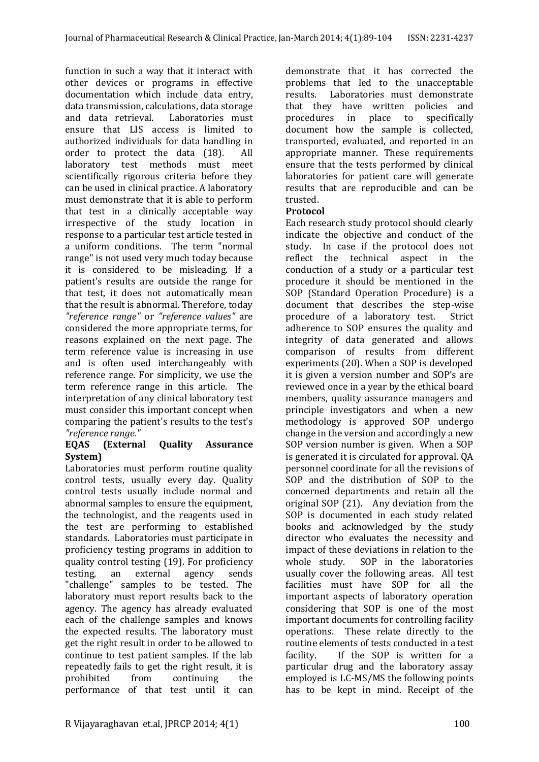function in such a way that it interact with other devices or programs in effective documentation which include data entry, data transmission, calculations, data storage and data retrieval. Laboratories must ensure that LIS access is limited to authorized individuals for data handling in order to protect the data (18). All laboratory test methods must meet scientifically rigorous criteria before they can be used in clinical practice. A laboratory must demonstrate that it is able to perform that test in a clinically acceptable way irrespective of the study location in response to a particular test article tested in a uniform conditions. The term "normal range" is not used very much today because it is considered to be misleading. If a patient's results are outside the range for that test, it does not automatically mean that the result is abnormal. Therefore, today *"reference range"* or *"reference values"* are considered the more appropriate terms, for reasons explained on the next page. The term reference value is increasing in use and is often used interchangeably with reference range. For simplicity, we use the term reference range in this article. The interpretation of any clinical laboratory test must consider this important concept when comparing the patient's results to the test's *"reference range."*

**EQAS (External Quality Assurance System)**

Laboratories must perform routine quality control tests, usually every day. Quality control tests usually include normal and abnormal samples to ensure the equipment, the technologist, and the reagents used in the test are performing to established standards. Laboratories must participate in proficiency testing programs in addition to quality control testing (19). For proficiency testing, an external agency sends "challenge" samples to be tested. The laboratory must report results back to the agency. The agency has already evaluated each of the challenge samples and knows the expected results. The laboratory must get the right result in order to be allowed to continue to test patient samples. If the lab repeatedly fails to get the right result, it is prohibited from continuing the performance of that test until it can demonstrate that it has corrected the problems that led to the unacceptable results. Laboratories must demonstrate that they have written policies and procedures in place to specifically document how the sample is collected, transported, evaluated, and reported in an appropriate manner. These requirements ensure that the tests performed by clinical laboratories for patient care will generate results that are reproducible and can be trusted.

**Protocol**

Each research study protocol should clearly indicate the objective and conduct of the study. In case if the protocol does not reflect the technical aspect in the conduction of a study or a particular test procedure it should be mentioned in the SOP (Standard Operation Procedure) is a document that describes the step-wise procedure of a laboratory test. Strict adherence to SOP ensures the quality and integrity of data generated and allows comparison of results from different experiments (20). When a SOP is developed it is given a version number and SOP's are reviewed once in a year by the ethical board members, quality assurance managers and principle investigators and when a new methodology is approved SOP undergo change in the version and accordingly a new SOP version number is given. When a SOP is generated it is circulated for approval. QA personnel coordinate for all the revisions of SOP and the distribution of SOP to the concerned departments and retain all the original SOP (21). Any deviation from the SOP is documented in each study related books and acknowledged by the study director who evaluates the necessity and impact of these deviations in relation to the whole study. SOP in the laboratories usually cover the following areas. All test facilities must have SOP for all the important aspects of laboratory operation considering that SOP is one of the most important documents for controlling facility operations. These relate directly to the routine elements of tests conducted in a test facility. If the SOP is written for a particular drug and the laboratory assay employed is LC-MS/MS the following points has to be kept in mind. Receipt of the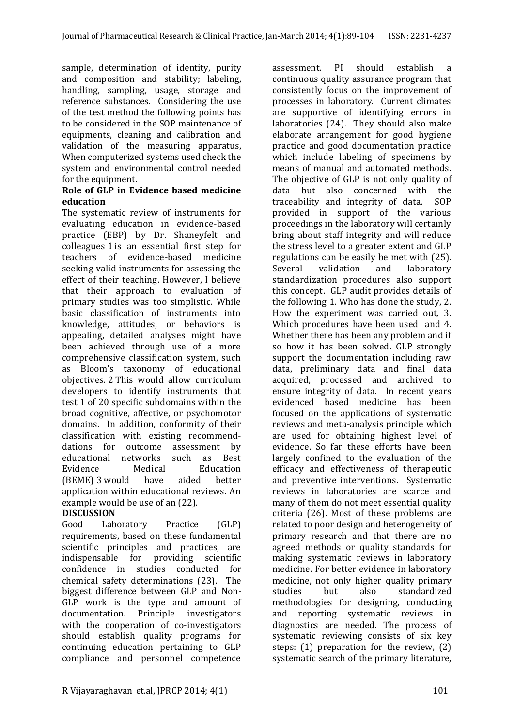sample, determination of identity, purity and composition and stability; labeling, handling, sampling, usage, storage and reference substances. Considering the use of the test method the following points has to be considered in the SOP maintenance of equipments, cleaning and calibration and validation of the measuring apparatus, When computerized systems used check the system and environmental control needed for the equipment.

**Role of GLP in Evidence based medicine education**

The systematic review of instruments for evaluating education in evidence-based practice (EBP) by Dr. Shaneyfelt and colleagues 1 is an essential first step for teachers of evidence-based medicine seeking valid instruments for assessing the effect of their teaching. However, I believe that their approach to evaluation of primary studies was too simplistic. While basic classification of instruments into knowledge, attitudes, or behaviors is appealing, detailed analyses might have been achieved through use of a more comprehensive classification system, such as Bloom's taxonomy of educational objectives. 2 This would allow curriculum developers to identify instruments that test 1 of 20 specific subdomains within the broad cognitive, affective, or psychomotor domains. In addition, conformity of their classification with existing recommenddations for outcome assessment by educational networks such as Best Evidence Medical Education (BEME) 3 would have aided better application within educational reviews. An example would be use of an (22).

**DISCUSSION**

Good Laboratory Practice (GLP) requirements, based on these fundamental scientific principles and practices, are indispensable for providing scientific confidence in studies conducted for chemical safety determinations (23). The biggest difference between GLP and Non-GLP work is the type and amount of documentation. Principle investigators with the cooperation of co-investigators should establish quality programs for continuing education pertaining to GLP compliance and personnel competence assessment. PI should establish a continuous quality assurance program that consistently focus on the improvement of processes in laboratory. Current climates are supportive of identifying errors in laboratories (24). They should also make elaborate arrangement for good hygiene practice and good documentation practice which include labeling of specimens by means of manual and automated methods. The objective of GLP is not only quality of data but also concerned with the traceability and integrity of data. SOP provided in support of the various proceedings in the laboratory will certainly bring about staff integrity and will reduce the stress level to a greater extent and GLP regulations can be easily be met with (25). Several validation and laboratory standardization procedures also support this concept. GLP audit provides details of the following 1. Who has done the study, 2. How the experiment was carried out, 3. Which procedures have been used and 4. Whether there has been any problem and if so how it has been solved. GLP strongly support the documentation including raw data, preliminary data and final data acquired, processed and archived to ensure integrity of data. In recent years evidenced based medicine has been focused on the applications of systematic reviews and meta-analysis principle which are used for obtaining highest level of evidence. So far these efforts have been largely confined to the evaluation of the efficacy and effectiveness of therapeutic and preventive interventions. Systematic reviews in laboratories are scarce and many of them do not meet essential quality criteria (26). Most of these problems are related to poor design and heterogeneity of primary research and that there are no agreed methods or quality standards for making systematic reviews in laboratory medicine. For better evidence in laboratory medicine, not only higher quality primary studies but also standardized methodologies for designing, conducting and reporting systematic reviews in diagnostics are needed. The process of systematic reviewing consists of six key steps: (1) preparation for the review, (2) systematic search of the primary literature,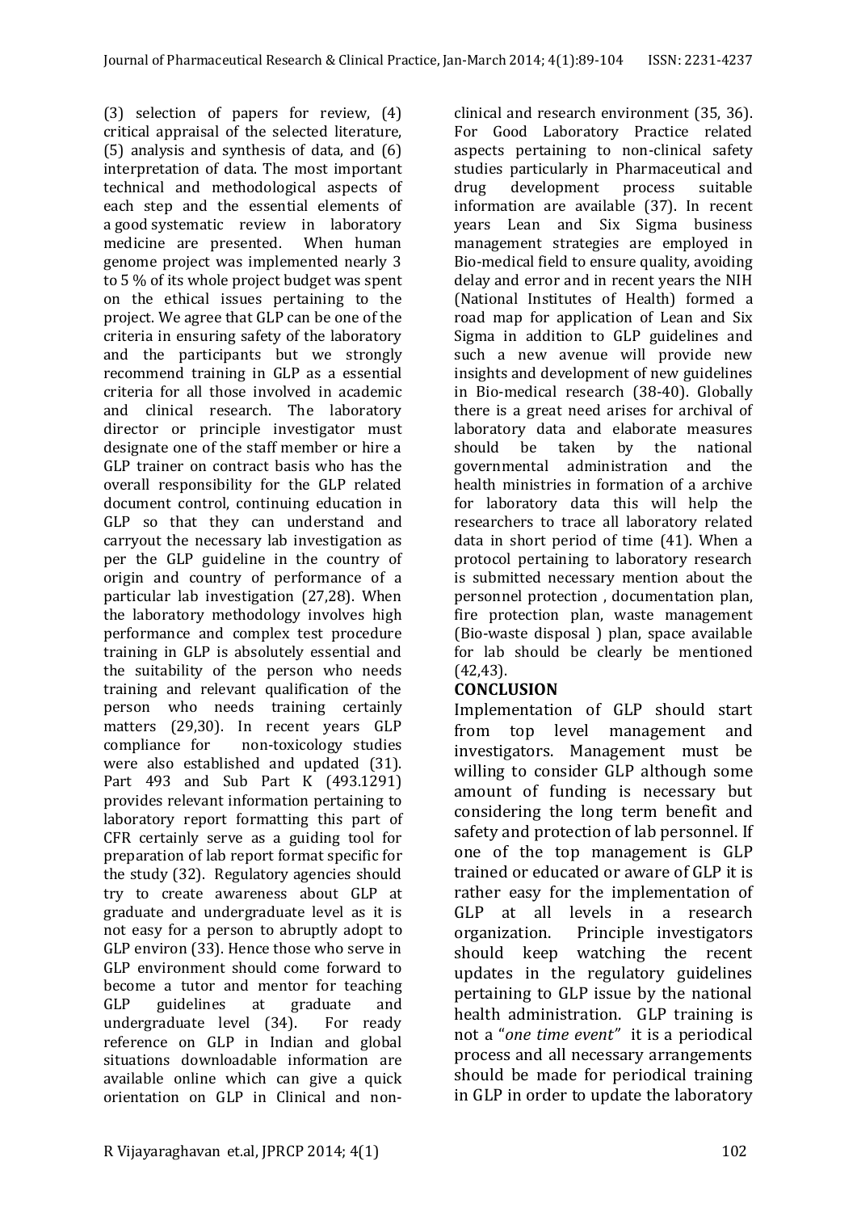(3) selection of papers for review, (4) critical appraisal of the selected literature, (5) analysis and synthesis of data, and (6) interpretation of data. The most important technical and methodological aspects of each step and the essential elements of a good systematic review in laboratory medicine are presented. When human genome project was implemented nearly 3 to 5 % of its whole project budget was spent on the ethical issues pertaining to the project. We agree that GLP can be one of the criteria in ensuring safety of the laboratory and the participants but we strongly recommend training in GLP as a essential criteria for all those involved in academic and clinical research. The laboratory director or principle investigator must designate one of the staff member or hire a GLP trainer on contract basis who has the overall responsibility for the GLP related document control, continuing education in GLP so that they can understand and carryout the necessary lab investigation as per the GLP guideline in the country of origin and country of performance of a particular lab investigation (27,28). When the laboratory methodology involves high performance and complex test procedure training in GLP is absolutely essential and the suitability of the person who needs training and relevant qualification of the person who needs training certainly matters (29,30). In recent years GLP compliance for non-toxicology studies were also established and updated (31). Part 493 and Sub Part K (493.1291) provides relevant information pertaining to laboratory report formatting this part of CFR certainly serve as a guiding tool for preparation of lab report format specific for the study (32). Regulatory agencies should try to create awareness about GLP at graduate and undergraduate level as it is not easy for a person to abruptly adopt to GLP environ (33). Hence those who serve in GLP environment should come forward to become a tutor and mentor for teaching GLP guidelines at graduate and undergraduate level (34). For ready reference on GLP in Indian and global situations downloadable information are available online which can give a quick orientation on GLP in Clinical and non-clinical and research environment (35, 36). For Good Laboratory Practice related aspects pertaining to non-clinical safety studies particularly in Pharmaceutical and drug development process suitable information are available (37). In recent years Lean and Six Sigma business management strategies are employed in Bio-medical field to ensure quality, avoiding delay and error and in recent years the NIH (National Institutes of Health) formed a road map for application of Lean and Six Sigma in addition to GLP guidelines and such a new avenue will provide new insights and development of new guidelines in Bio-medical research (38-40). Globally there is a great need arises for archival of laboratory data and elaborate measures should be taken by the national governmental administration and the health ministries in formation of a archive for laboratory data this will help the researchers to trace all laboratory related data in short period of time (41). When a protocol pertaining to laboratory research is submitted necessary mention about the personnel protection , documentation plan, fire protection plan, waste management (Bio-waste disposal ) plan, space available for lab should be clearly be mentioned (42,43).

## CONCLUSION

Implementation of GLP should start from top level management and investigators. Management must be willing to consider GLP although some amount of funding is necessary but considering the long term benefit and safety and protection of lab personnel. If one of the top management is GLP trained or educated or aware of GLP it is rather easy for the implementation of GLP at all levels in a research organization. Principle investigators should keep watching the recent updates in the regulatory guidelines pertaining to GLP issue by the national health administration. GLP training is not a "*one time event*" it is a periodical process and all necessary arrangements should be made for periodical training in GLP in order to update the laboratory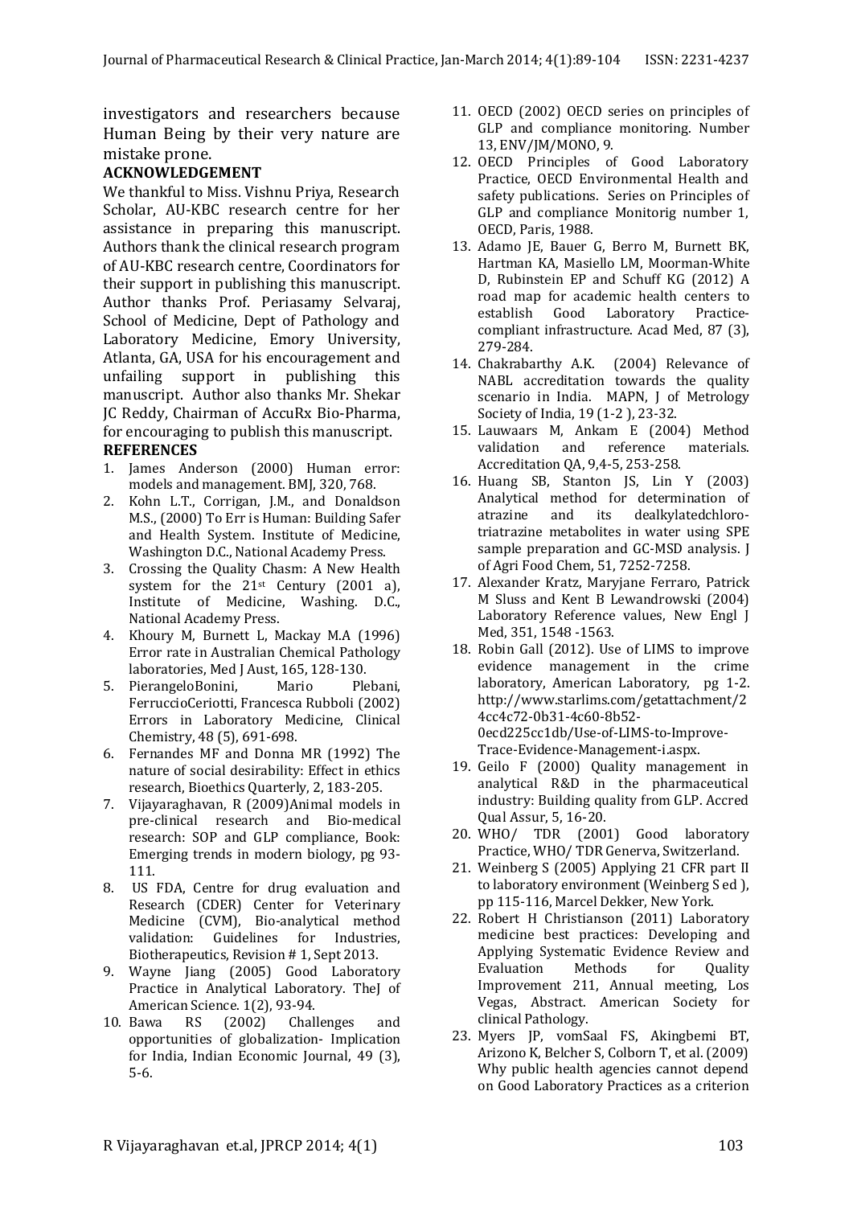investigators and researchers because Human Being by their very nature are mistake prone.

**ACKNOWLEDGEMENT**

We thankful to Miss. Vishnu Priya, Research Scholar, AU-KBC research centre for her assistance in preparing this manuscript. Authors thank the clinical research program of AU-KBC research centre, Coordinators for their support in publishing this manuscript. Author thanks Prof. Periasamy Selvaraj, School of Medicine, Dept of Pathology and Laboratory Medicine, Emory University, Atlanta, GA, USA for his encouragement and unfailing support in publishing this manuscript. Author also thanks Mr. Shekar JC Reddy, Chairman of AccuRx Bio-Pharma, for encouraging to publish this manuscript.

**REFERENCES**

1. James Anderson (2000) Human error: models and management. BMJ, 320, 768.
2. Kohn L.T., Corrigan, J.M., and Donaldson M.S., (2000) To Err is Human: Building Safer and Health System. Institute of Medicine, Washington D.C., National Academy Press.
3. Crossing the Quality Chasm: A New Health system for the 21st Century (2001 a), Institute of Medicine, Washing. D.C., National Academy Press.
4. Khoury M, Burnett L, Mackay M.A (1996) Error rate in Australian Chemical Pathology laboratories, Med J Aust, 165, 128-130.
5. PierangeloBonini, Mario Plebani, FerruccioCeriotti, Francesca Rubboli (2002) Errors in Laboratory Medicine, Clinical Chemistry, 48 (5), 691-698.
6. Fernandes MF and Donna MR (1992) The nature of social desirability: Effect in ethics research, Bioethics Quarterly, 2, 183-205.
7. Vijayaraghavan, R (2009)Animal models in pre-clinical research and Bio-medical research: SOP and GLP compliance, Book: Emerging trends in modern biology, pg 93-111.
8. US FDA, Centre for drug evaluation and Research (CDER) Center for Veterinary Medicine (CVM), Bio-analytical method validation: Guidelines for Industries, Biotherapeutics, Revision # 1, Sept 2013.
9. Wayne Jiang (2005) Good Laboratory Practice in Analytical Laboratory. TheJ of American Science. 1(2), 93-94.
10. Bawa RS (2002) Challenges and opportunities of globalization- Implication for India, Indian Economic Journal, 49 (3), 5-6.
11. OECD (2002) OECD series on principles of GLP and compliance monitoring. Number 13, ENV/JM/MONO, 9.
12. OECD Principles of Good Laboratory Practice, OECD Environmental Health and safety publications. Series on Principles of GLP and compliance Monitorig number 1, OECD, Paris, 1988.
13. Adamo JE, Bauer G, Berro M, Burnett BK, Hartman KA, Masiello LM, Moorman-White D, Rubinstein EP and Schuff KG (2012) A road map for academic health centers to establish Good Laboratory Practice-compliant infrastructure. Acad Med, 87 (3), 279-284.
14. Chakrabarthy A.K. (2004) Relevance of NABL accreditation towards the quality scenario in India. MAPN, J of Metrology Society of India, 19 (1-2 ), 23-32.
15. Lauwaars M, Ankam E (2004) Method validation and reference materials. Accreditation QA, 9,4-5, 253-258.
16. Huang SB, Stanton JS, Lin Y (2003) Analytical method for determination of atrazine and its dealkylatedchloro-triatrazine metabolites in water using SPE sample preparation and GC-MSD analysis. J of Agri Food Chem, 51, 7252-7258.
17. Alexander Kratz, Maryjane Ferraro, Patrick M Sluss and Kent B Lewandrowski (2004) Laboratory Reference values, New Engl J Med, 351, 1548 -1563.
18. Robin Gall (2012). Use of LIMS to improve evidence management in the crime laboratory, American Laboratory, pg 1-2. http://www.starlims.com/getattachment/24cc4c72-0b31-4c60-8b52-0ecd225cc1db/Use-of-LIMS-to-Improve-Trace-Evidence-Management-i.aspx.
19. Geilo F (2000) Quality management in analytical R&D in the pharmaceutical industry: Building quality from GLP. Accred Qual Assur, 5, 16-20.
20. WHO/ TDR (2001) Good laboratory Practice, WHO/ TDR Generva, Switzerland.
21. Weinberg S (2005) Applying 21 CFR part II to laboratory environment (Weinberg S ed ), pp 115-116, Marcel Dekker, New York.
22. Robert H Christianson (2011) Laboratory medicine best practices: Developing and Applying Systematic Evidence Review and Evaluation Methods for Quality Improvement 211, Annual meeting, Los Vegas, Abstract. American Society for clinical Pathology.
23. Myers JP, vomSaal FS, Akingbemi BT, Arizono K, Belcher S, Colborn T, et al. (2009) Why public health agencies cannot depend on Good Laboratory Practices as a criterion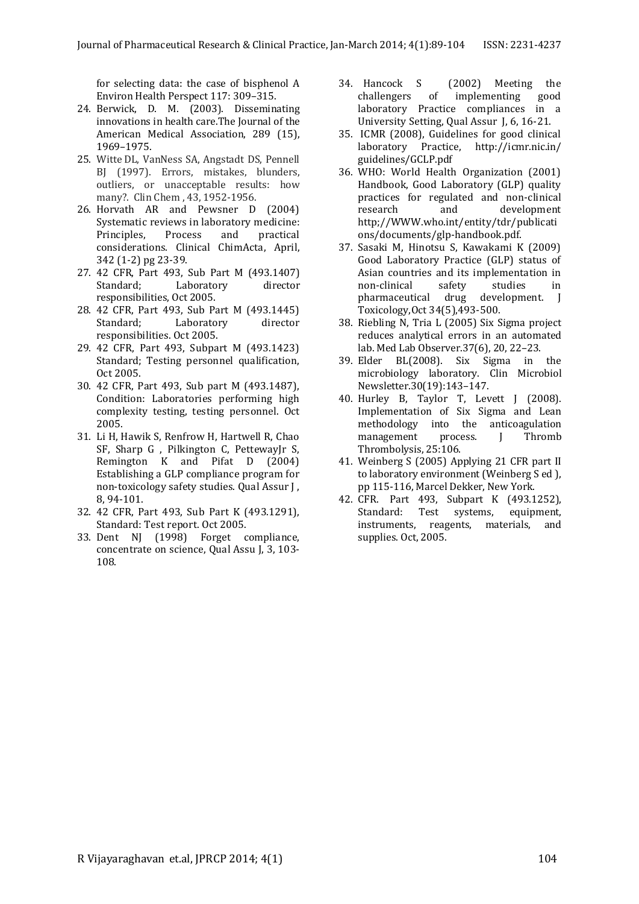for selecting data: the case of bisphenol A Environ Health Perspect 117: 309–315.

24. Berwick, D. M. (2003). Disseminating innovations in health care.The Journal of the American Medical Association, 289 (15), 1969–1975.
25. Witte DL, VanNess SA, Angstadt DS, Pennell BJ (1997). Errors, mistakes, blunders, outliers, or unacceptable results: how many?. Clin Chem , 43, 1952-1956.
26. Horvath AR and Pewsner D (2004) Systematic reviews in laboratory medicine: Principles, Process and practical considerations. Clinical ChimActa, April, 342 (1-2) pg 23-39.
27. 42 CFR, Part 493, Sub Part M (493.1407) Standard; Laboratory director responsibilities, Oct 2005.
28. 42 CFR, Part 493, Sub Part M (493.1445) Standard; Laboratory director responsibilities. Oct 2005.
29. 42 CFR, Part 493, Subpart M (493.1423) Standard; Testing personnel qualification, Oct 2005.
30. 42 CFR, Part 493, Sub part M (493.1487), Condition: Laboratories performing high complexity testing, testing personnel. Oct 2005.
31. Li H, Hawik S, Renfrow H, Hartwell R, Chao SF, Sharp G , Pilkington C, PettewayJr S, Remington K and Pifat D (2004) Establishing a GLP compliance program for non-toxicology safety studies. Qual Assur J , 8, 94-101.
32. 42 CFR, Part 493, Sub Part K (493.1291), Standard: Test report. Oct 2005.
33. Dent NJ (1998) Forget compliance, concentrate on science, Qual Assu J, 3, 103-108.
34. Hancock S (2002) Meeting the challengers of implementing good laboratory Practice compliances in a University Setting, Qual Assur J, 6, 16-21.
35. ICMR (2008), Guidelines for good clinical laboratory Practice, http://icmr.nic.in/guidelines/GCLP.pdf
36. WHO: World Health Organization (2001) Handbook, Good Laboratory (GLP) quality practices for regulated and non-clinical research and development http;//WWW.who.int/entity/tdr/publications/documents/glp-handbook.pdf.
37. Sasaki M, Hinotsu S, Kawakami K (2009) Good Laboratory Practice (GLP) status of Asian countries and its implementation in non-clinical safety studies in pharmaceutical drug development. J Toxicology,Oct 34(5),493-500.
38. Riebling N, Tria L (2005) Six Sigma project reduces analytical errors in an automated lab. Med Lab Observer.37(6), 20, 22–23.
39. Elder BL(2008). Six Sigma in the microbiology laboratory. Clin Microbiol Newsletter.30(19):143–147.
40. Hurley B, Taylor T, Levett J (2008). Implementation of Six Sigma and Lean methodology into the anticoagulation management process. J Thromb Thrombolysis, 25:106.
41. Weinberg S (2005) Applying 21 CFR part II to laboratory environment (Weinberg S ed ), pp 115-116, Marcel Dekker, New York.
42. CFR. Part 493, Subpart K (493.1252), Standard: Test systems, equipment, instruments, reagents, materials, and supplies. Oct, 2005.